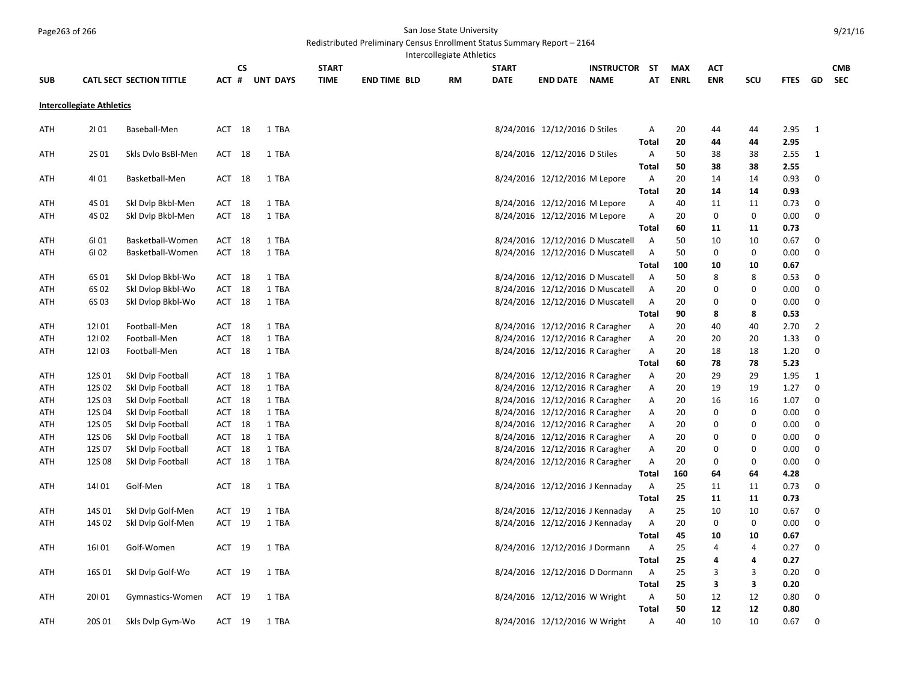San Jose State University

Redistributed Preliminary Census Enrollment Status Summary Report – 2164

Intercollegiate Athletics

| SUB | CATL | SECT | SECTION TITTLE | ACT | CS # | UNT | DAYS | START TIME | END TIME | BLD | RM | START DATE | END DATE | INSTRUCTOR NAME | ST AT | MAX ENRL | ACT ENR | SCU | FTES | GD | CMB SEC |
|---|---|---|---|---|---|---|---|---|---|---|---|---|---|---|---|---|---|---|---|---|---|
| **Intercollegiate Athletics** | | | | | | | | | | | | | | | | | | | | | |
| ATH | 2I | 01 | Baseball-Men | ACT | 18 | 1 | TBA | | | | | 8/24/2016 | 12/12/2016 | D Stiles | A | 20 | 44 | 44 | 2.95 | 1 | |
| | | | | | | | | | | | | | | | **Total** | **20** | **44** | **44** | **2.95** | | |
| ATH | 2S | 01 | Skls Dvlo BsBl-Men | ACT | 18 | 1 | TBA | | | | | 8/24/2016 | 12/12/2016 | D Stiles | A | 50 | 38 | 38 | 2.55 | 1 | |
| | | | | | | | | | | | | | | | **Total** | **50** | **38** | **38** | **2.55** | | |
| ATH | 4I | 01 | Basketball-Men | ACT | 18 | 1 | TBA | | | | | 8/24/2016 | 12/12/2016 | M Lepore | A | 20 | 14 | 14 | 0.93 | 0 | |
| | | | | | | | | | | | | | | | **Total** | **20** | **14** | **14** | **0.93** | | |
| ATH | 4S | 01 | Skl Dvlp Bkbl-Men | ACT | 18 | 1 | TBA | | | | | 8/24/2016 | 12/12/2016 | M Lepore | A | 40 | 11 | 11 | 0.73 | 0 | |
| ATH | 4S | 02 | Skl Dvlp Bkbl-Men | ACT | 18 | 1 | TBA | | | | | 8/24/2016 | 12/12/2016 | M Lepore | A | 20 | 0 | 0 | 0.00 | 0 | |
| | | | | | | | | | | | | | | | **Total** | **60** | **11** | **11** | **0.73** | | |
| ATH | 6I | 01 | Basketball-Women | ACT | 18 | 1 | TBA | | | | | 8/24/2016 | 12/12/2016 | D Muscatell | A | 50 | 10 | 10 | 0.67 | 0 | |
| ATH | 6I | 02 | Basketball-Women | ACT | 18 | 1 | TBA | | | | | 8/24/2016 | 12/12/2016 | D Muscatell | A | 50 | 0 | 0 | 0.00 | 0 | |
| | | | | | | | | | | | | | | | **Total** | **100** | **10** | **10** | **0.67** | | |
| ATH | 6S | 01 | Skl Dvlop Bkbl-Wo | ACT | 18 | 1 | TBA | | | | | 8/24/2016 | 12/12/2016 | D Muscatell | A | 50 | 8 | 8 | 0.53 | 0 | |
| ATH | 6S | 02 | Skl Dvlop Bkbl-Wo | ACT | 18 | 1 | TBA | | | | | 8/24/2016 | 12/12/2016 | D Muscatell | A | 20 | 0 | 0 | 0.00 | 0 | |
| ATH | 6S | 03 | Skl Dvlop Bkbl-Wo | ACT | 18 | 1 | TBA | | | | | 8/24/2016 | 12/12/2016 | D Muscatell | A | 20 | 0 | 0 | 0.00 | 0 | |
| | | | | | | | | | | | | | | | **Total** | **90** | **8** | **8** | **0.53** | | |
| ATH | 12I | 01 | Football-Men | ACT | 18 | 1 | TBA | | | | | 8/24/2016 | 12/12/2016 | R Caragher | A | 20 | 40 | 40 | 2.70 | 2 | |
| ATH | 12I | 02 | Football-Men | ACT | 18 | 1 | TBA | | | | | 8/24/2016 | 12/12/2016 | R Caragher | A | 20 | 20 | 20 | 1.33 | 0 | |
| ATH | 12I | 03 | Football-Men | ACT | 18 | 1 | TBA | | | | | 8/24/2016 | 12/12/2016 | R Caragher | A | 20 | 18 | 18 | 1.20 | 0 | |
| | | | | | | | | | | | | | | | **Total** | **60** | **78** | **78** | **5.23** | | |
| ATH | 12S | 01 | Skl Dvlp Football | ACT | 18 | 1 | TBA | | | | | 8/24/2016 | 12/12/2016 | R Caragher | A | 20 | 29 | 29 | 1.95 | 1 | |
| ATH | 12S | 02 | Skl Dvlp Football | ACT | 18 | 1 | TBA | | | | | 8/24/2016 | 12/12/2016 | R Caragher | A | 20 | 19 | 19 | 1.27 | 0 | |
| ATH | 12S | 03 | Skl Dvlp Football | ACT | 18 | 1 | TBA | | | | | 8/24/2016 | 12/12/2016 | R Caragher | A | 20 | 16 | 16 | 1.07 | 0 | |
| ATH | 12S | 04 | Skl Dvlp Football | ACT | 18 | 1 | TBA | | | | | 8/24/2016 | 12/12/2016 | R Caragher | A | 20 | 0 | 0 | 0.00 | 0 | |
| ATH | 12S | 05 | Skl Dvlp Football | ACT | 18 | 1 | TBA | | | | | 8/24/2016 | 12/12/2016 | R Caragher | A | 20 | 0 | 0 | 0.00 | 0 | |
| ATH | 12S | 06 | Skl Dvlp Football | ACT | 18 | 1 | TBA | | | | | 8/24/2016 | 12/12/2016 | R Caragher | A | 20 | 0 | 0 | 0.00 | 0 | |
| ATH | 12S | 07 | Skl Dvlp Football | ACT | 18 | 1 | TBA | | | | | 8/24/2016 | 12/12/2016 | R Caragher | A | 20 | 0 | 0 | 0.00 | 0 | |
| ATH | 12S | 08 | Skl Dvlp Football | ACT | 18 | 1 | TBA | | | | | 8/24/2016 | 12/12/2016 | R Caragher | A | 20 | 0 | 0 | 0.00 | 0 | |
| | | | | | | | | | | | | | | | **Total** | **160** | **64** | **64** | **4.28** | | |
| ATH | 14I | 01 | Golf-Men | ACT | 18 | 1 | TBA | | | | | 8/24/2016 | 12/12/2016 | J Kennaday | A | 25 | 11 | 11 | 0.73 | 0 | |
| | | | | | | | | | | | | | | | **Total** | **25** | **11** | **11** | **0.73** | | |
| ATH | 14S | 01 | Skl Dvlp Golf-Men | ACT | 19 | 1 | TBA | | | | | 8/24/2016 | 12/12/2016 | J Kennaday | A | 25 | 10 | 10 | 0.67 | 0 | |
| ATH | 14S | 02 | Skl Dvlp Golf-Men | ACT | 19 | 1 | TBA | | | | | 8/24/2016 | 12/12/2016 | J Kennaday | A | 20 | 0 | 0 | 0.00 | 0 | |
| | | | | | | | | | | | | | | | **Total** | **45** | **10** | **10** | **0.67** | | |
| ATH | 16I | 01 | Golf-Women | ACT | 19 | 1 | TBA | | | | | 8/24/2016 | 12/12/2016 | J Dormann | A | 25 | 4 | 4 | 0.27 | 0 | |
| | | | | | | | | | | | | | | | **Total** | **25** | **4** | **4** | **0.27** | | |
| ATH | 16S | 01 | Skl Dvlp Golf-Wo | ACT | 19 | 1 | TBA | | | | | 8/24/2016 | 12/12/2016 | D Dormann | A | 25 | 3 | 3 | 0.20 | 0 | |
| | | | | | | | | | | | | | | | **Total** | **25** | **3** | **3** | **0.20** | | |
| ATH | 20I | 01 | Gymnastics-Women | ACT | 19 | 1 | TBA | | | | | 8/24/2016 | 12/12/2016 | W Wright | A | 50 | 12 | 12 | 0.80 | 0 | |
| | | | | | | | | | | | | | | | **Total** | **50** | **12** | **12** | **0.80** | | |
| ATH | 20S | 01 | Skls Dvlp Gym-Wo | ACT | 19 | 1 | TBA | | | | | 8/24/2016 | 12/12/2016 | W Wright | A | 40 | 10 | 10 | 0.67 | 0 | |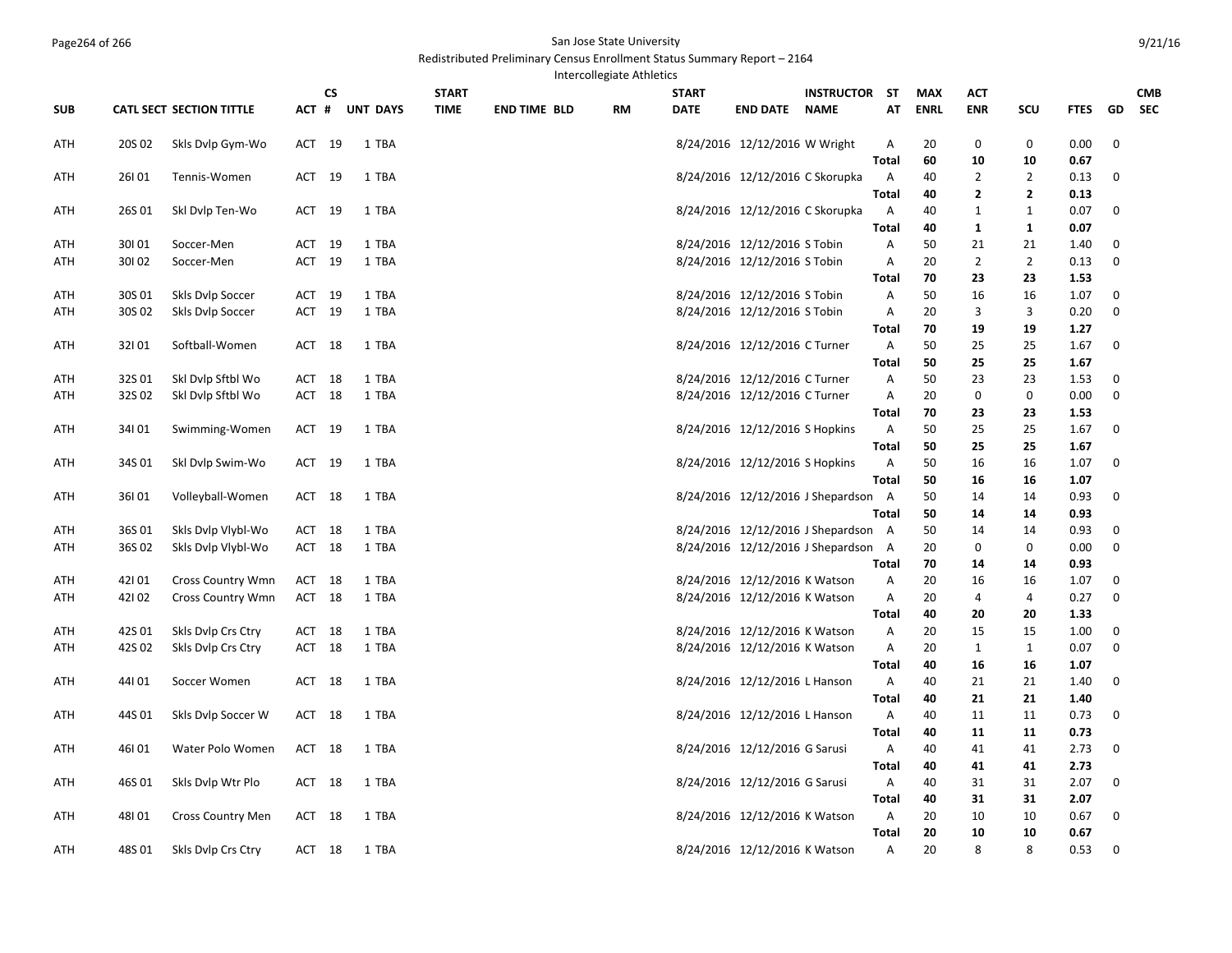San Jose State University

Redistributed Preliminary Census Enrollment Status Summary Report – 2164

Intercollegiate Athletics

| SUB | CATL SECT | SECTION TITTLE | ACT | CS # | UNT | DAYS | START TIME | END TIME | BLD | RM | START DATE | END DATE | INSTRUCTOR NAME | ST AT | MAX ENRL | ACT ENR | SCU | FTES | GD | CMB SEC |
|---|---|---|---|---|---|---|---|---|---|---|---|---|---|---|---|---|---|---|---|---|
| ATH | 20S 02 | Skls Dvlp Gym-Wo | ACT | 19 | 1 | TBA | | | | | 8/24/2016 | 12/12/2016 | W Wright | A | 20 | 0 | 0 | 0.00 | 0 | |
| | | | | | | | | | | | | | | **Total** | **60** | **10** | **10** | **0.67** | | |
| ATH | 26I 01 | Tennis-Women | ACT | 19 | 1 | TBA | | | | | 8/24/2016 | 12/12/2016 | C Skorupka | A | 40 | 2 | 2 | 0.13 | 0 | |
| | | | | | | | | | | | | | | **Total** | **40** | **2** | **2** | **0.13** | | |
| ATH | 26S 01 | Skl Dvlp Ten-Wo | ACT | 19 | 1 | TBA | | | | | 8/24/2016 | 12/12/2016 | C Skorupka | A | 40 | 1 | 1 | 0.07 | 0 | |
| | | | | | | | | | | | | | | **Total** | **40** | **1** | **1** | **0.07** | | |
| ATH | 30I 01 | Soccer-Men | ACT | 19 | 1 | TBA | | | | | 8/24/2016 | 12/12/2016 | S Tobin | A | 50 | 21 | 21 | 1.40 | 0 | |
| ATH | 30I 02 | Soccer-Men | ACT | 19 | 1 | TBA | | | | | 8/24/2016 | 12/12/2016 | S Tobin | A | 20 | 2 | 2 | 0.13 | 0 | |
| | | | | | | | | | | | | | | **Total** | **70** | **23** | **23** | **1.53** | | |
| ATH | 30S 01 | Skls Dvlp Soccer | ACT | 19 | 1 | TBA | | | | | 8/24/2016 | 12/12/2016 | S Tobin | A | 50 | 16 | 16 | 1.07 | 0 | |
| ATH | 30S 02 | Skls Dvlp Soccer | ACT | 19 | 1 | TBA | | | | | 8/24/2016 | 12/12/2016 | S Tobin | A | 20 | 3 | 3 | 0.20 | 0 | |
| | | | | | | | | | | | | | | **Total** | **70** | **19** | **19** | **1.27** | | |
| ATH | 32I 01 | Softball-Women | ACT | 18 | 1 | TBA | | | | | 8/24/2016 | 12/12/2016 | C Turner | A | 50 | 25 | 25 | 1.67 | 0 | |
| | | | | | | | | | | | | | | **Total** | **50** | **25** | **25** | **1.67** | | |
| ATH | 32S 01 | Skl Dvlp Sftbl Wo | ACT | 18 | 1 | TBA | | | | | 8/24/2016 | 12/12/2016 | C Turner | A | 50 | 23 | 23 | 1.53 | 0 | |
| ATH | 32S 02 | Skl Dvlp Sftbl Wo | ACT | 18 | 1 | TBA | | | | | 8/24/2016 | 12/12/2016 | C Turner | A | 20 | 0 | 0 | 0.00 | 0 | |
| | | | | | | | | | | | | | | **Total** | **70** | **23** | **23** | **1.53** | | |
| ATH | 34I 01 | Swimming-Women | ACT | 19 | 1 | TBA | | | | | 8/24/2016 | 12/12/2016 | S Hopkins | A | 50 | 25 | 25 | 1.67 | 0 | |
| | | | | | | | | | | | | | | **Total** | **50** | **25** | **25** | **1.67** | | |
| ATH | 34S 01 | Skl Dvlp Swim-Wo | ACT | 19 | 1 | TBA | | | | | 8/24/2016 | 12/12/2016 | S Hopkins | A | 50 | 16 | 16 | 1.07 | 0 | |
| | | | | | | | | | | | | | | **Total** | **50** | **16** | **16** | **1.07** | | |
| ATH | 36I 01 | Volleyball-Women | ACT | 18 | 1 | TBA | | | | | 8/24/2016 | 12/12/2016 | J Shepardson | A | 50 | 14 | 14 | 0.93 | 0 | |
| | | | | | | | | | | | | | | **Total** | **50** | **14** | **14** | **0.93** | | |
| ATH | 36S 01 | Skls Dvlp Vlybl-Wo | ACT | 18 | 1 | TBA | | | | | 8/24/2016 | 12/12/2016 | J Shepardson | A | 50 | 14 | 14 | 0.93 | 0 | |
| ATH | 36S 02 | Skls Dvlp Vlybl-Wo | ACT | 18 | 1 | TBA | | | | | 8/24/2016 | 12/12/2016 | J Shepardson | A | 20 | 0 | 0 | 0.00 | 0 | |
| | | | | | | | | | | | | | | **Total** | **70** | **14** | **14** | **0.93** | | |
| ATH | 42I 01 | Cross Country Wmn | ACT | 18 | 1 | TBA | | | | | 8/24/2016 | 12/12/2016 | K Watson | A | 20 | 16 | 16 | 1.07 | 0 | |
| ATH | 42I 02 | Cross Country Wmn | ACT | 18 | 1 | TBA | | | | | 8/24/2016 | 12/12/2016 | K Watson | A | 20 | 4 | 4 | 0.27 | 0 | |
| | | | | | | | | | | | | | | **Total** | **40** | **20** | **20** | **1.33** | | |
| ATH | 42S 01 | Skls Dvlp Crs Ctry | ACT | 18 | 1 | TBA | | | | | 8/24/2016 | 12/12/2016 | K Watson | A | 20 | 15 | 15 | 1.00 | 0 | |
| ATH | 42S 02 | Skls Dvlp Crs Ctry | ACT | 18 | 1 | TBA | | | | | 8/24/2016 | 12/12/2016 | K Watson | A | 20 | 1 | 1 | 0.07 | 0 | |
| | | | | | | | | | | | | | | **Total** | **40** | **16** | **16** | **1.07** | | |
| ATH | 44I 01 | Soccer Women | ACT | 18 | 1 | TBA | | | | | 8/24/2016 | 12/12/2016 | L Hanson | A | 40 | 21 | 21 | 1.40 | 0 | |
| | | | | | | | | | | | | | | **Total** | **40** | **21** | **21** | **1.40** | | |
| ATH | 44S 01 | Skls Dvlp Soccer W | ACT | 18 | 1 | TBA | | | | | 8/24/2016 | 12/12/2016 | L Hanson | A | 40 | 11 | 11 | 0.73 | 0 | |
| | | | | | | | | | | | | | | **Total** | **40** | **11** | **11** | **0.73** | | |
| ATH | 46I 01 | Water Polo Women | ACT | 18 | 1 | TBA | | | | | 8/24/2016 | 12/12/2016 | G Sarusi | A | 40 | 41 | 41 | 2.73 | 0 | |
| | | | | | | | | | | | | | | **Total** | **40** | **41** | **41** | **2.73** | | |
| ATH | 46S 01 | Skls Dvlp Wtr Plo | ACT | 18 | 1 | TBA | | | | | 8/24/2016 | 12/12/2016 | G Sarusi | A | 40 | 31 | 31 | 2.07 | 0 | |
| | | | | | | | | | | | | | | **Total** | **40** | **31** | **31** | **2.07** | | |
| ATH | 48I 01 | Cross Country Men | ACT | 18 | 1 | TBA | | | | | 8/24/2016 | 12/12/2016 | K Watson | A | 20 | 10 | 10 | 0.67 | 0 | |
| | | | | | | | | | | | | | | **Total** | **20** | **10** | **10** | **0.67** | | |
| ATH | 48S 01 | Skls Dvlp Crs Ctry | ACT | 18 | 1 | TBA | | | | | 8/24/2016 | 12/12/2016 | K Watson | A | 20 | 8 | 8 | 0.53 | 0 | |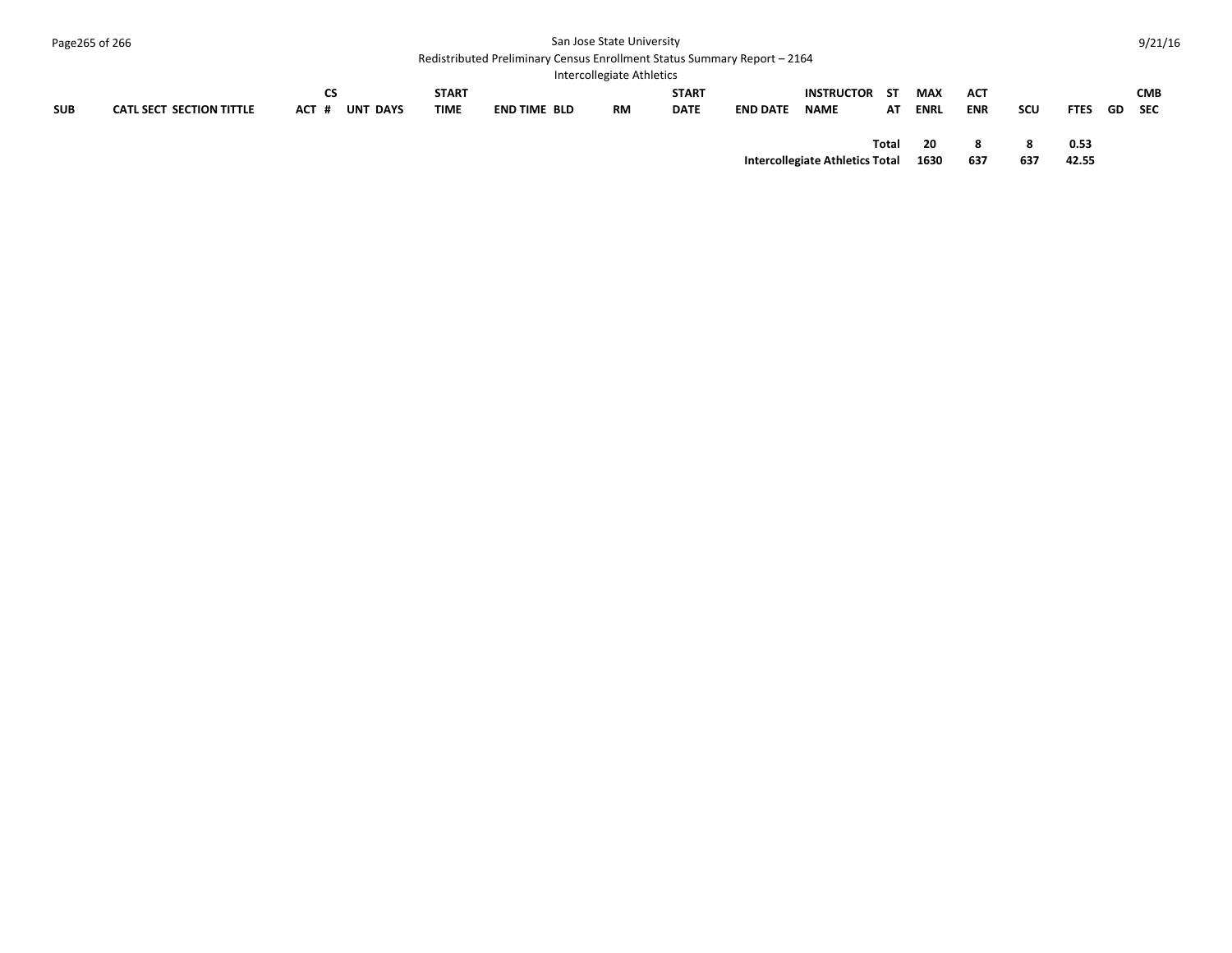San Jose State University

Redistributed Preliminary Census Enrollment Status Summary Report – 2164

Intercollegiate Athletics

| SUB | CATL SECT SECTION TITTLE | ACT | CS # | UNT | DAYS | START TIME | END TIME | BLD | RM | START DATE | END DATE | INSTRUCTOR NAME | ST AT | MAX ENRL | ACT ENR | SCU | FTES | GD | CMB SEC |
|---|---|---|---|---|---|---|---|---|---|---|---|---|---|---|---|---|---|---|---|
| | | | | | | | | | | | | | Total | 20 | 8 | 8 | 0.53 | | |
| | | | | | | | | | | | | Intercollegiate Athletics Total | | 1630 | 637 | 637 | 42.55 | | |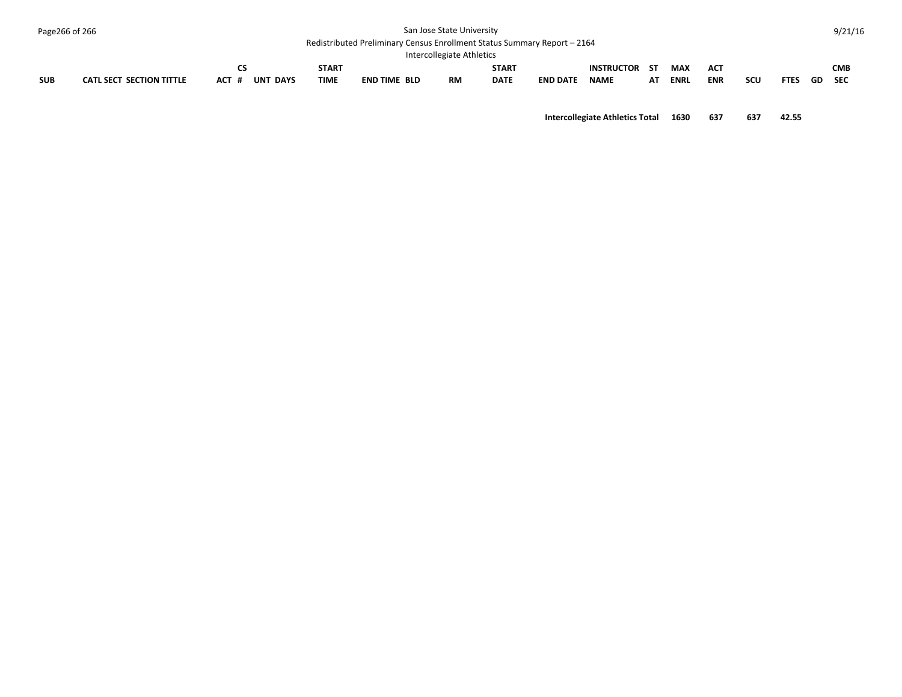| SUB | CATL SECT SECTION TITTLE | ACT | CS # | UNT | DAYS | START TIME | END TIME | BLD | RM | START DATE | END DATE | INSTRUCTOR NAME | ST AT | MAX ENRL | ACT ENR | SCU | FTES | GD | CMB SEC |
|---|---|---|---|---|---|---|---|---|---|---|---|---|---|---|---|---|---|---|---|
| | | | | | | | | | | | | **Intercollegiate Athletics Total** | | **1630** | **637** | **637** | **42.55** | | |